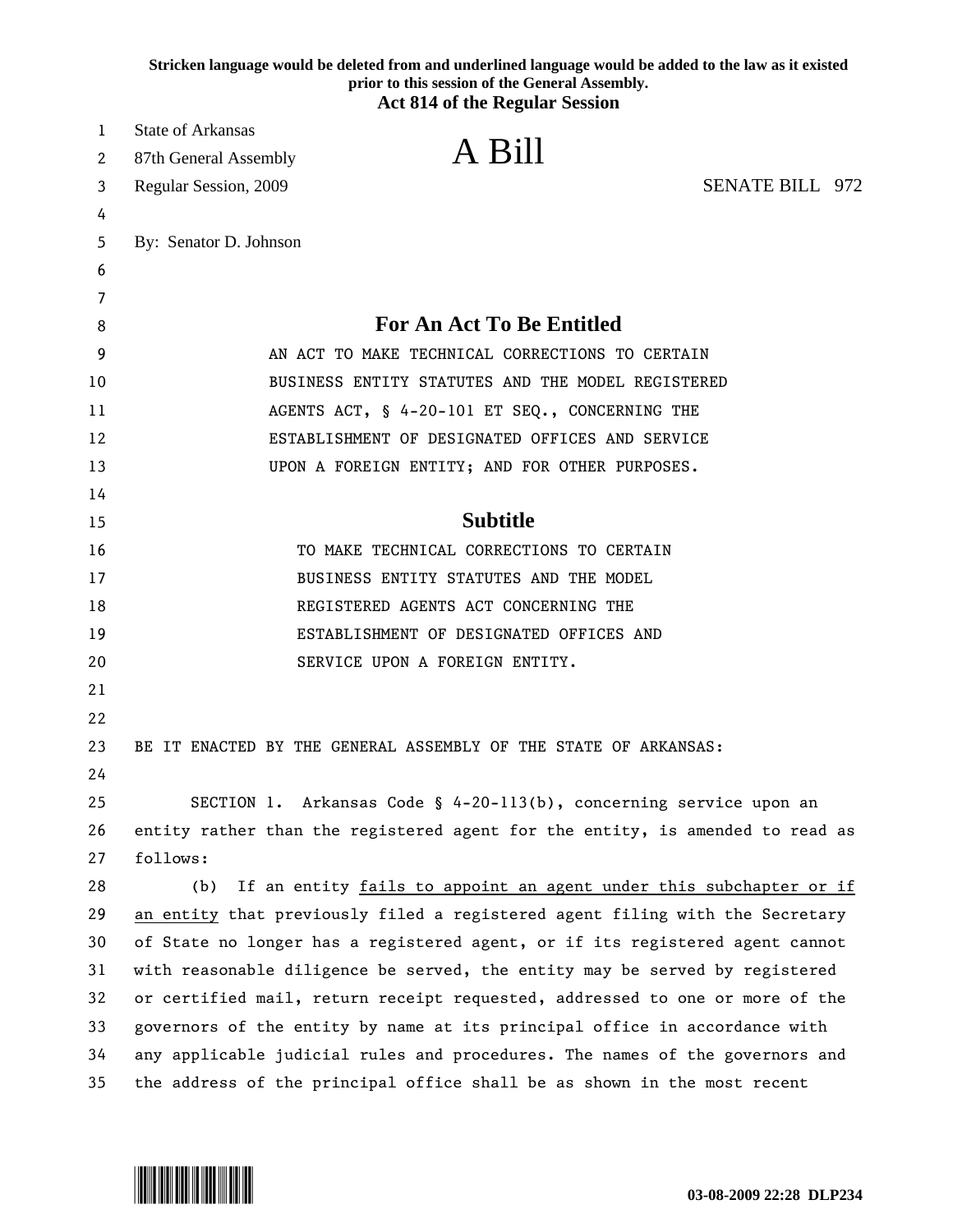**Stricken language would be deleted from and underlined language would be added to the law as it existed prior to this session of the General Assembly.**

**Act 814 of the Regular Session**

State of Arkansas
87th General Assembly
Regular Session, 2009

# A Bill

SENATE BILL 972

By: Senator D. Johnson

## For An Act To Be Entitled

AN ACT TO MAKE TECHNICAL CORRECTIONS TO CERTAIN BUSINESS ENTITY STATUTES AND THE MODEL REGISTERED AGENTS ACT, § 4-20-101 ET SEQ., CONCERNING THE ESTABLISHMENT OF DESIGNATED OFFICES AND SERVICE UPON A FOREIGN ENTITY; AND FOR OTHER PURPOSES.

## Subtitle

TO MAKE TECHNICAL CORRECTIONS TO CERTAIN BUSINESS ENTITY STATUTES AND THE MODEL REGISTERED AGENTS ACT CONCERNING THE ESTABLISHMENT OF DESIGNATED OFFICES AND SERVICE UPON A FOREIGN ENTITY.

BE IT ENACTED BY THE GENERAL ASSEMBLY OF THE STATE OF ARKANSAS:

SECTION 1. Arkansas Code § 4-20-113(b), concerning service upon an entity rather than the registered agent for the entity, is amended to read as follows:

(b) If an entity <u>fails to appoint an agent under this subchapter or if an entity</u> that previously filed a registered agent filing with the Secretary of State no longer has a registered agent, or if its registered agent cannot with reasonable diligence be served, the entity may be served by registered or certified mail, return receipt requested, addressed to one or more of the governors of the entity by name at its principal office in accordance with any applicable judicial rules and procedures. The names of the governors and the address of the principal office shall be as shown in the most recent

03-08-2009 22:28 DLP234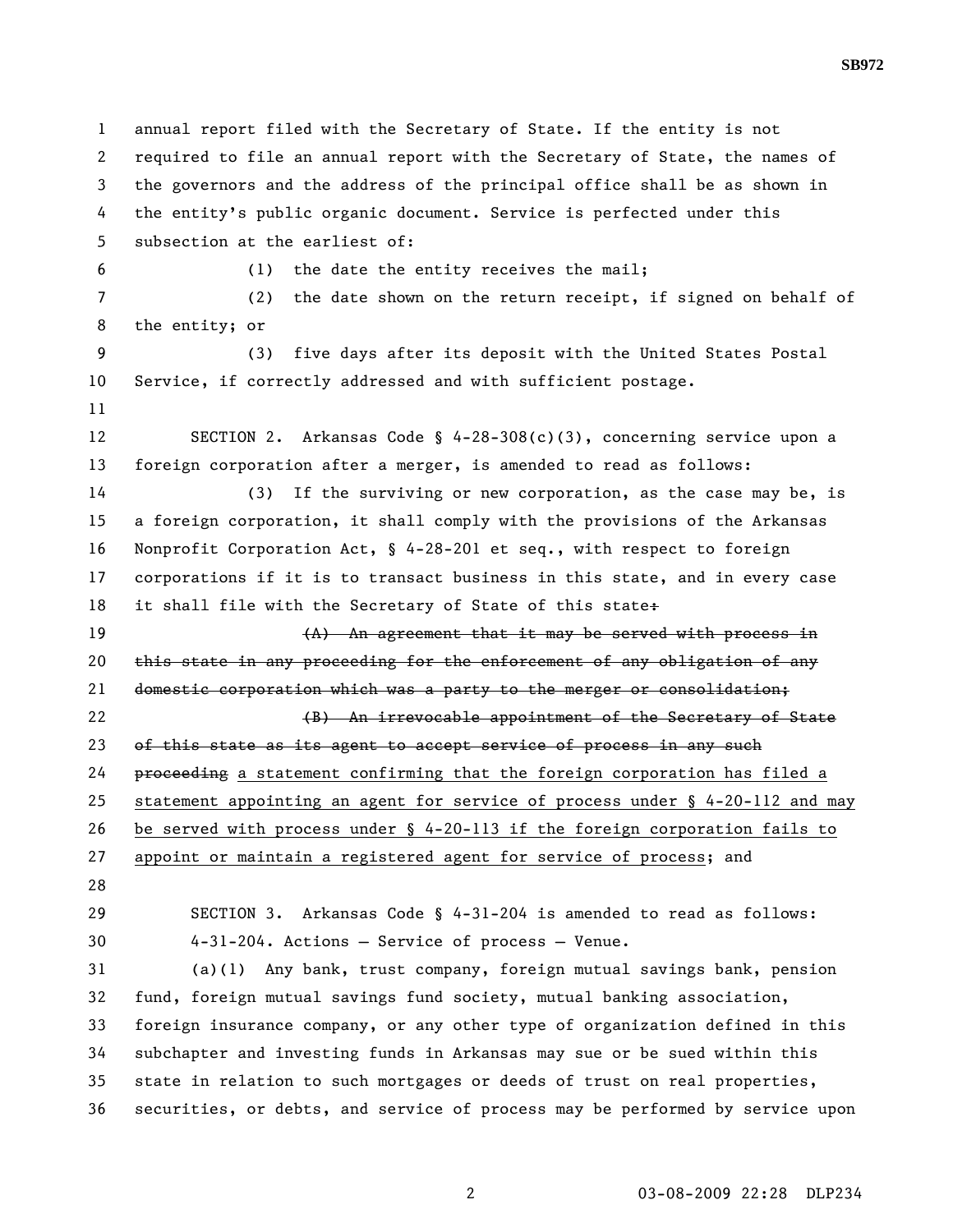annual report filed with the Secretary of State. If the entity is not required to file an annual report with the Secretary of State, the names of the governors and the address of the principal office shall be as shown in the entity's public organic document. Service is perfected under this subsection at the earliest of:

(1) the date the entity receives the mail;

(2) the date shown on the return receipt, if signed on behalf of the entity; or

(3) five days after its deposit with the United States Postal Service, if correctly addressed and with sufficient postage.

SECTION 2. Arkansas Code § 4-28-308(c)(3), concerning service upon a foreign corporation after a merger, is amended to read as follows:

(3) If the surviving or new corporation, as the case may be, is a foreign corporation, it shall comply with the provisions of the Arkansas Nonprofit Corporation Act, § 4-28-201 et seq., with respect to foreign corporations if it is to transact business in this state, and in every case it shall file with the Secretary of State of this state~~:~~

~~(A) An agreement that it may be served with process in this state in any proceeding for the enforcement of any obligation of any domestic corporation which was a party to the merger or consolidation;~~

~~(B) An irrevocable appointment of the Secretary of State of this state as its agent to accept service of process in any such proceeding~~ <u>a statement confirming that the foreign corporation has filed a statement appointing an agent for service of process under § 4-20-112 and may be served with process under § 4-20-113 if the foreign corporation fails to appoint or maintain a registered agent for service of process</u>; and

SECTION 3. Arkansas Code § 4-31-204 is amended to read as follows:

4-31-204. Actions — Service of process — Venue.

(a)(1) Any bank, trust company, foreign mutual savings bank, pension fund, foreign mutual savings fund society, mutual banking association, foreign insurance company, or any other type of organization defined in this subchapter and investing funds in Arkansas may sue or be sued within this state in relation to such mortgages or deeds of trust on real properties, securities, or debts, and service of process may be performed by service upon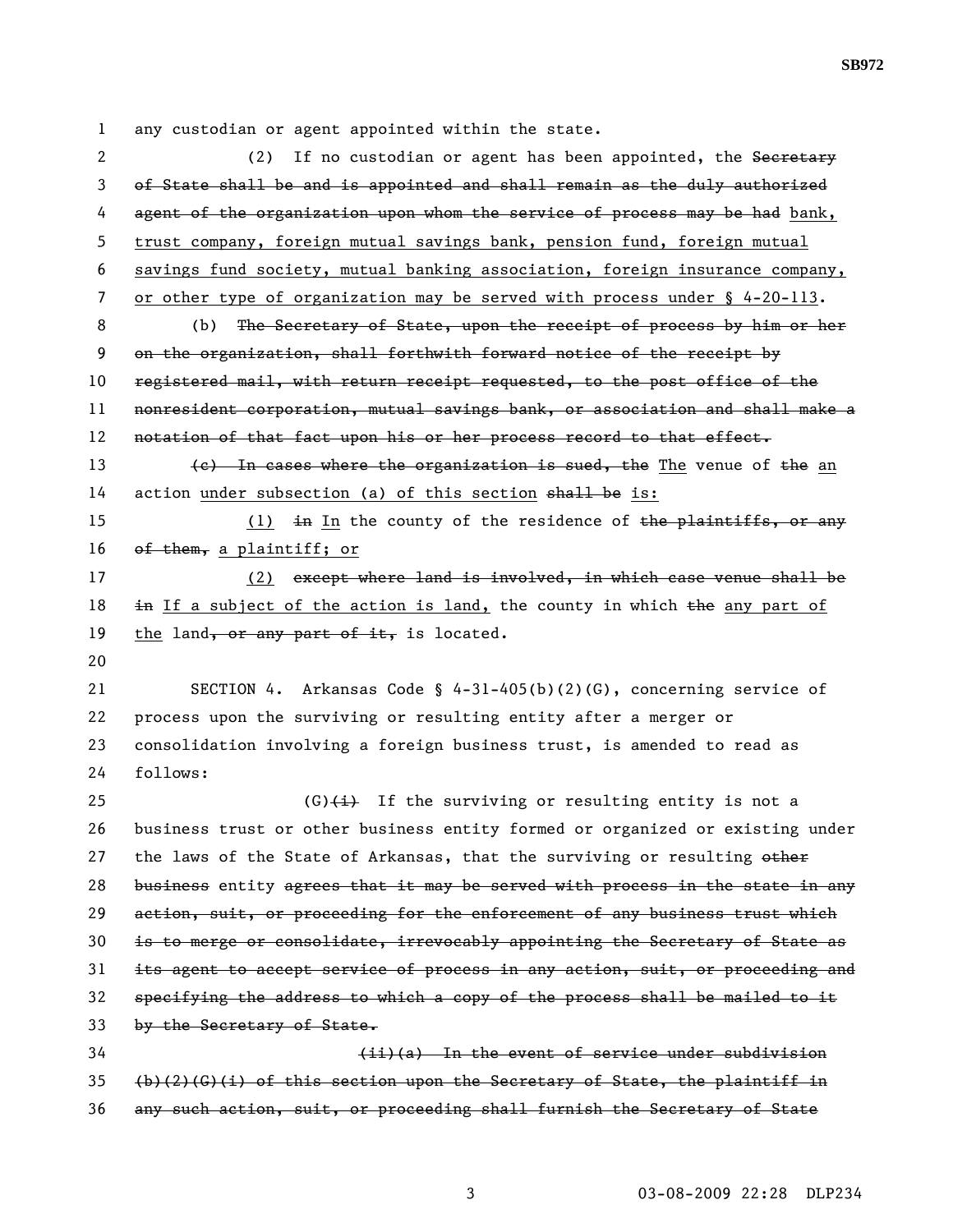any custodian or agent appointed within the state.

(2) If no custodian or agent has been appointed, the ~~Secretary of State shall be and is appointed and shall remain as the duly authorized agent of the organization upon whom the service of process may be had~~ <u>bank, trust company, foreign mutual savings bank, pension fund, foreign mutual savings fund society, mutual banking association, foreign insurance company, or other type of organization may be served with process under § 4-20-113</u>.

(b) ~~The Secretary of State, upon the receipt of process by him or her on the organization, shall forthwith forward notice of the receipt by registered mail, with return receipt requested, to the post office of the nonresident corporation, mutual savings bank, or association and shall make a notation of that fact upon his or her process record to that effect.~~

~~(c) In cases where the organization is sued, the~~ <u>The</u> venue of ~~the~~ <u>an</u> action <u>under subsection (a) of this section</u> ~~shall be~~ <u>is:</u>

<u>(1)</u> ~~in~~ <u>In</u> the county of the residence of ~~the plaintiffs, or any of them,~~ <u>a plaintiff; or</u>

<u>(2)</u> ~~except where land is involved, in which case venue shall be in~~ <u>If a subject of the action is land,</u> the county in which ~~the~~ <u>any part of the</u> land~~, or any part of it,~~ is located.

SECTION 4. Arkansas Code § 4-31-405(b)(2)(G), concerning service of process upon the surviving or resulting entity after a merger or consolidation involving a foreign business trust, is amended to read as follows:

(G)~~(i)~~ If the surviving or resulting entity is not a business trust or other business entity formed or organized or existing under the laws of the State of Arkansas, that the surviving or resulting ~~other business~~ entity ~~agrees that it may be served with process in the state in any action, suit, or proceeding for the enforcement of any business trust which is to merge or consolidate, irrevocably appointing the Secretary of State as its agent to accept service of process in any action, suit, or proceeding and specifying the address to which a copy of the process shall be mailed to it by the Secretary of State.~~

~~(ii)(a) In the event of service under subdivision (b)(2)(G)(i) of this section upon the Secretary of State, the plaintiff in any such action, suit, or proceeding shall furnish the Secretary of State~~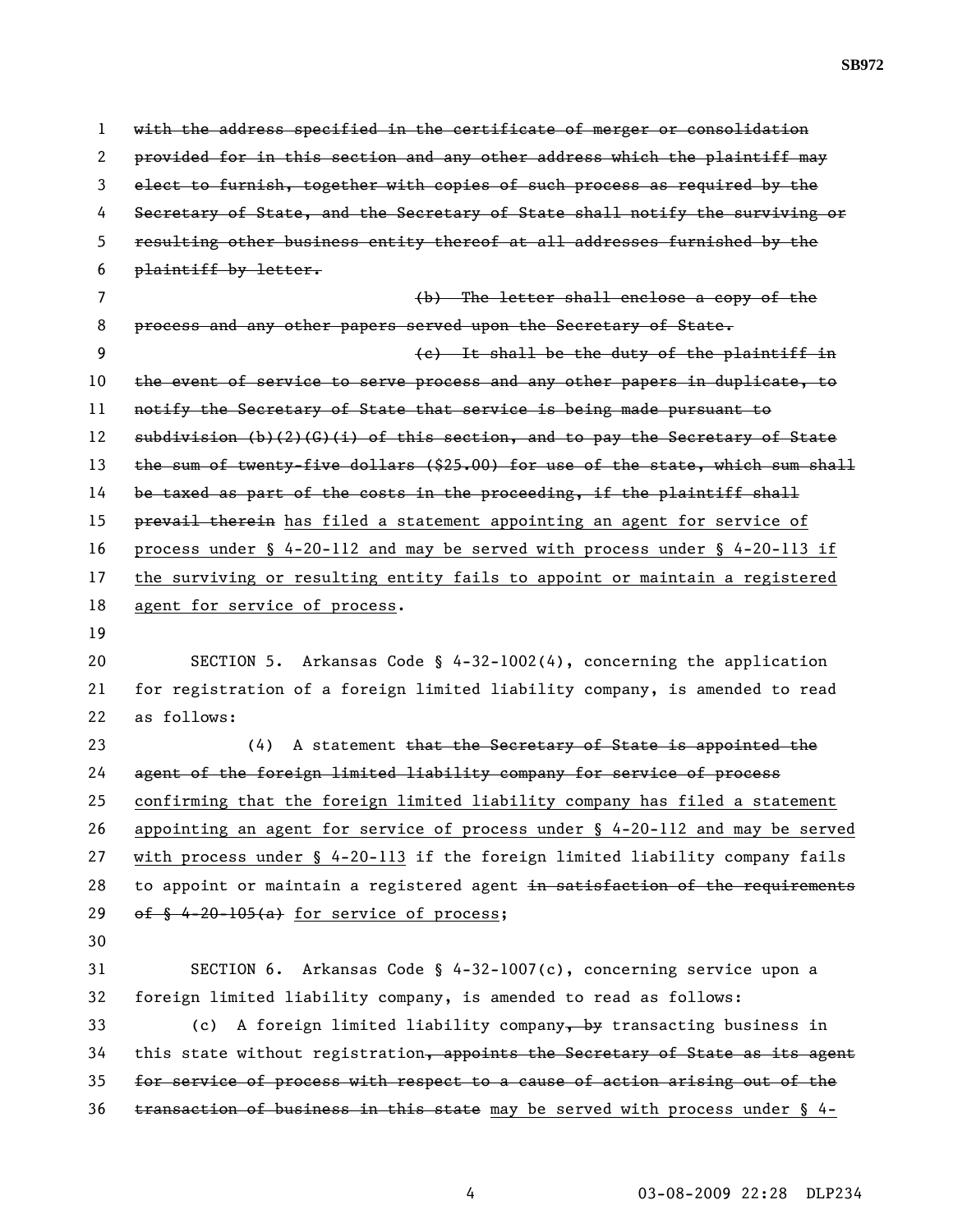with the address specified in the certificate of merger or consolidation provided for in this section and any other address which the plaintiff may elect to furnish, together with copies of such process as required by the Secretary of State, and the Secretary of State shall notify the surviving or resulting other business entity thereof at all addresses furnished by the plaintiff by letter.

(b) The letter shall enclose a copy of the process and any other papers served upon the Secretary of State.

(c) It shall be the duty of the plaintiff in the event of service to serve process and any other papers in duplicate, to notify the Secretary of State that service is being made pursuant to subdivision (b)(2)(G)(i) of this section, and to pay the Secretary of State the sum of twenty-five dollars ($25.00) for use of the state, which sum shall be taxed as part of the costs in the proceeding, if the plaintiff shall prevail therein has filed a statement appointing an agent for service of process under § 4-20-112 and may be served with process under § 4-20-113 if the surviving or resulting entity fails to appoint or maintain a registered agent for service of process.

SECTION 5. Arkansas Code § 4-32-1002(4), concerning the application for registration of a foreign limited liability company, is amended to read as follows:

(4) A statement that the Secretary of State is appointed the agent of the foreign limited liability company for service of process confirming that the foreign limited liability company has filed a statement appointing an agent for service of process under § 4-20-112 and may be served with process under § 4-20-113 if the foreign limited liability company fails to appoint or maintain a registered agent in satisfaction of the requirements of § 4-20-105(a) for service of process;

SECTION 6. Arkansas Code § 4-32-1007(c), concerning service upon a foreign limited liability company, is amended to read as follows:

(c) A foreign limited liability company, by transacting business in this state without registration, appoints the Secretary of State as its agent for service of process with respect to a cause of action arising out of the transaction of business in this state may be served with process under § 4-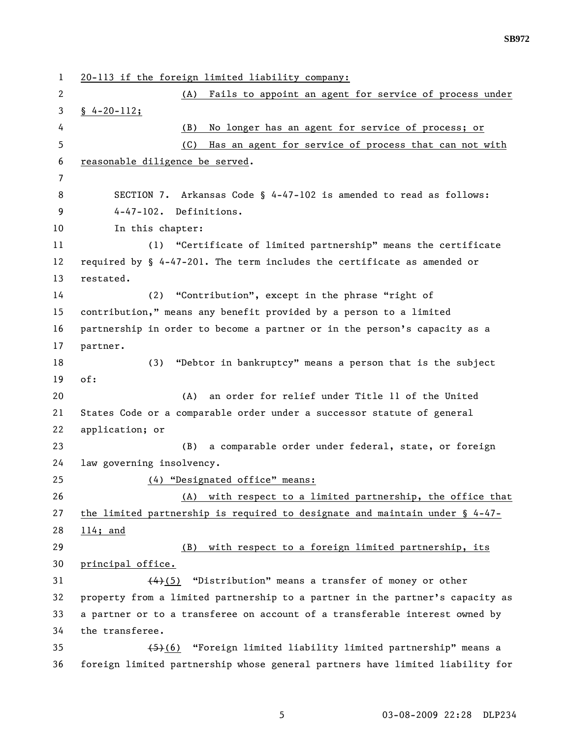20-113 if the foreign limited liability company:

(A) Fails to appoint an agent for service of process under § 4-20-112;

(B) No longer has an agent for service of process; or

(C) Has an agent for service of process that can not with reasonable diligence be served.

SECTION 7. Arkansas Code § 4-47-102 is amended to read as follows:

4-47-102. Definitions.

In this chapter:

(1) "Certificate of limited partnership" means the certificate required by § 4-47-201. The term includes the certificate as amended or restated.

(2) "Contribution", except in the phrase "right of contribution," means any benefit provided by a person to a limited partnership in order to become a partner or in the person's capacity as a partner.

(3) "Debtor in bankruptcy" means a person that is the subject of:

(A) an order for relief under Title 11 of the United States Code or a comparable order under a successor statute of general application; or

(B) a comparable order under federal, state, or foreign law governing insolvency.

(4) "Designated office" means:

(A) with respect to a limited partnership, the office that the limited partnership is required to designate and maintain under § 4-47-114; and

(B) with respect to a foreign limited partnership, its principal office.

~~(4)~~(5) "Distribution" means a transfer of money or other property from a limited partnership to a partner in the partner's capacity as a partner or to a transferee on account of a transferable interest owned by the transferee.

~~(5)~~(6) "Foreign limited liability limited partnership" means a foreign limited partnership whose general partners have limited liability for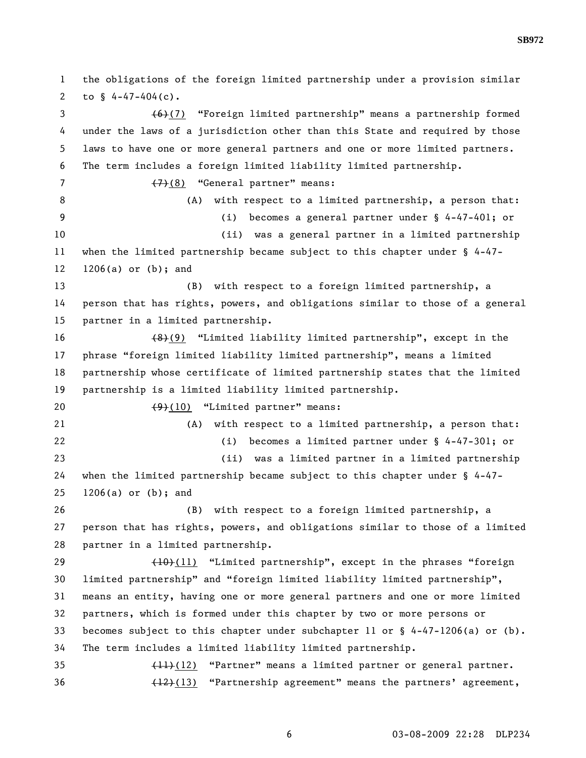the obligations of the foreign limited partnership under a provision similar to § 4-47-404(c).

~~(6)~~(7) "Foreign limited partnership" means a partnership formed under the laws of a jurisdiction other than this State and required by those laws to have one or more general partners and one or more limited partners. The term includes a foreign limited liability limited partnership.

~~(7)~~(8) "General partner" means:

(A) with respect to a limited partnership, a person that:

(i) becomes a general partner under § 4-47-401; or

(ii) was a general partner in a limited partnership when the limited partnership became subject to this chapter under § 4-47-1206(a) or (b); and

(B) with respect to a foreign limited partnership, a person that has rights, powers, and obligations similar to those of a general partner in a limited partnership.

~~(8)~~(9) "Limited liability limited partnership", except in the phrase "foreign limited liability limited partnership", means a limited partnership whose certificate of limited partnership states that the limited partnership is a limited liability limited partnership.

~~(9)~~(10) "Limited partner" means:

(A) with respect to a limited partnership, a person that:

(i) becomes a limited partner under § 4-47-301; or

(ii) was a limited partner in a limited partnership when the limited partnership became subject to this chapter under § 4-47-1206(a) or (b); and

(B) with respect to a foreign limited partnership, a person that has rights, powers, and obligations similar to those of a limited partner in a limited partnership.

~~(10)~~(11) "Limited partnership", except in the phrases "foreign limited partnership" and "foreign limited liability limited partnership", means an entity, having one or more general partners and one or more limited partners, which is formed under this chapter by two or more persons or becomes subject to this chapter under subchapter 11 or § 4-47-1206(a) or (b). The term includes a limited liability limited partnership.

~~(11)~~(12) "Partner" means a limited partner or general partner.

~~(12)~~(13) "Partnership agreement" means the partners' agreement,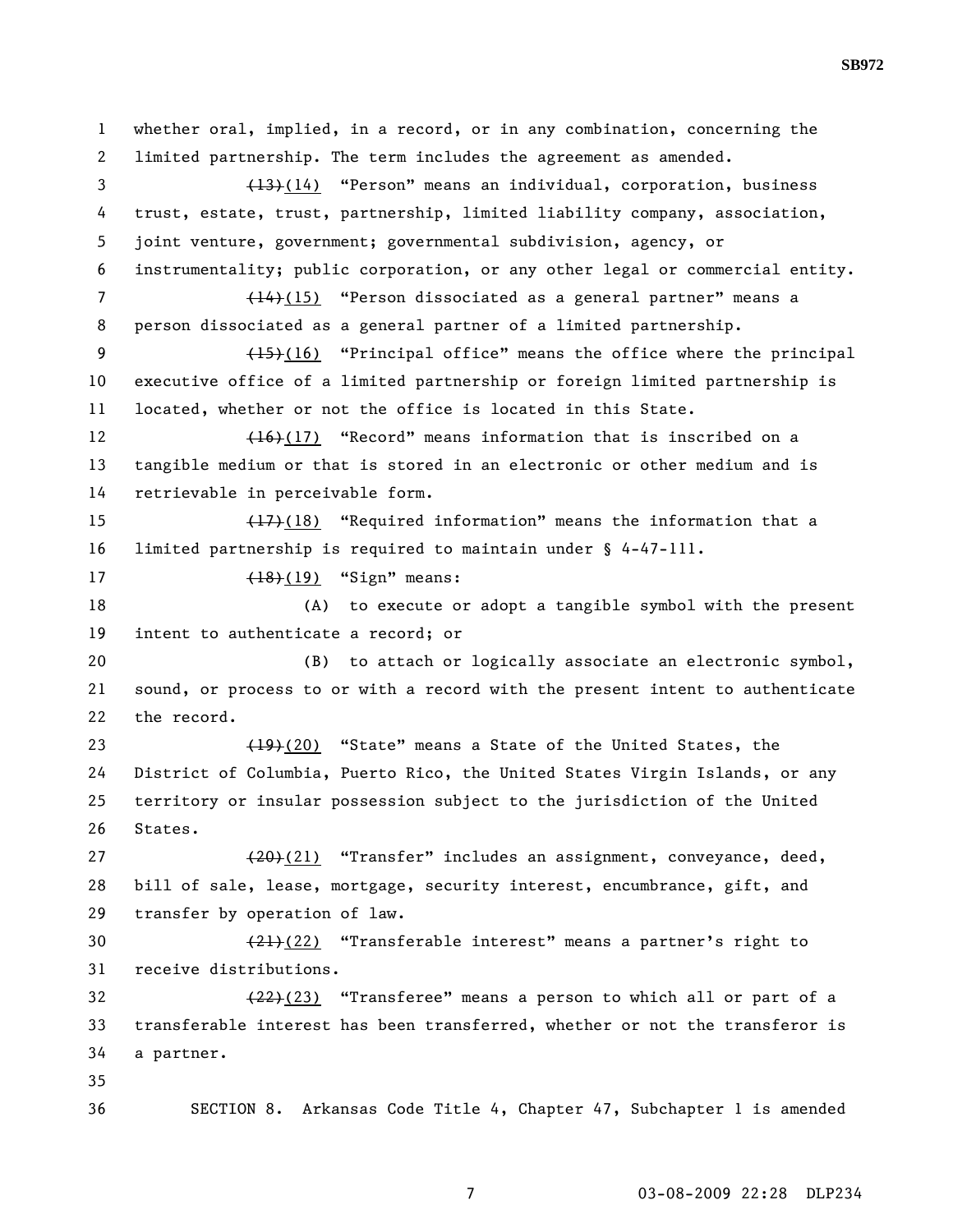whether oral, implied, in a record, or in any combination, concerning the limited partnership. The term includes the agreement as amended.

~~(13)~~(14) "Person" means an individual, corporation, business trust, estate, trust, partnership, limited liability company, association, joint venture, government; governmental subdivision, agency, or instrumentality; public corporation, or any other legal or commercial entity.

~~(14)~~(15) "Person dissociated as a general partner" means a person dissociated as a general partner of a limited partnership.

~~(15)~~(16) "Principal office" means the office where the principal executive office of a limited partnership or foreign limited partnership is located, whether or not the office is located in this State.

~~(16)~~(17) "Record" means information that is inscribed on a tangible medium or that is stored in an electronic or other medium and is retrievable in perceivable form.

~~(17)~~(18) "Required information" means the information that a limited partnership is required to maintain under § 4-47-111.

~~(18)~~(19) "Sign" means:

(A) to execute or adopt a tangible symbol with the present intent to authenticate a record; or

(B) to attach or logically associate an electronic symbol, sound, or process to or with a record with the present intent to authenticate the record.

~~(19)~~(20) "State" means a State of the United States, the District of Columbia, Puerto Rico, the United States Virgin Islands, or any territory or insular possession subject to the jurisdiction of the United States.

~~(20)~~(21) "Transfer" includes an assignment, conveyance, deed, bill of sale, lease, mortgage, security interest, encumbrance, gift, and transfer by operation of law.

~~(21)~~(22) "Transferable interest" means a partner's right to receive distributions.

~~(22)~~(23) "Transferee" means a person to which all or part of a transferable interest has been transferred, whether or not the transferor is a partner.

SECTION 8. Arkansas Code Title 4, Chapter 47, Subchapter 1 is amended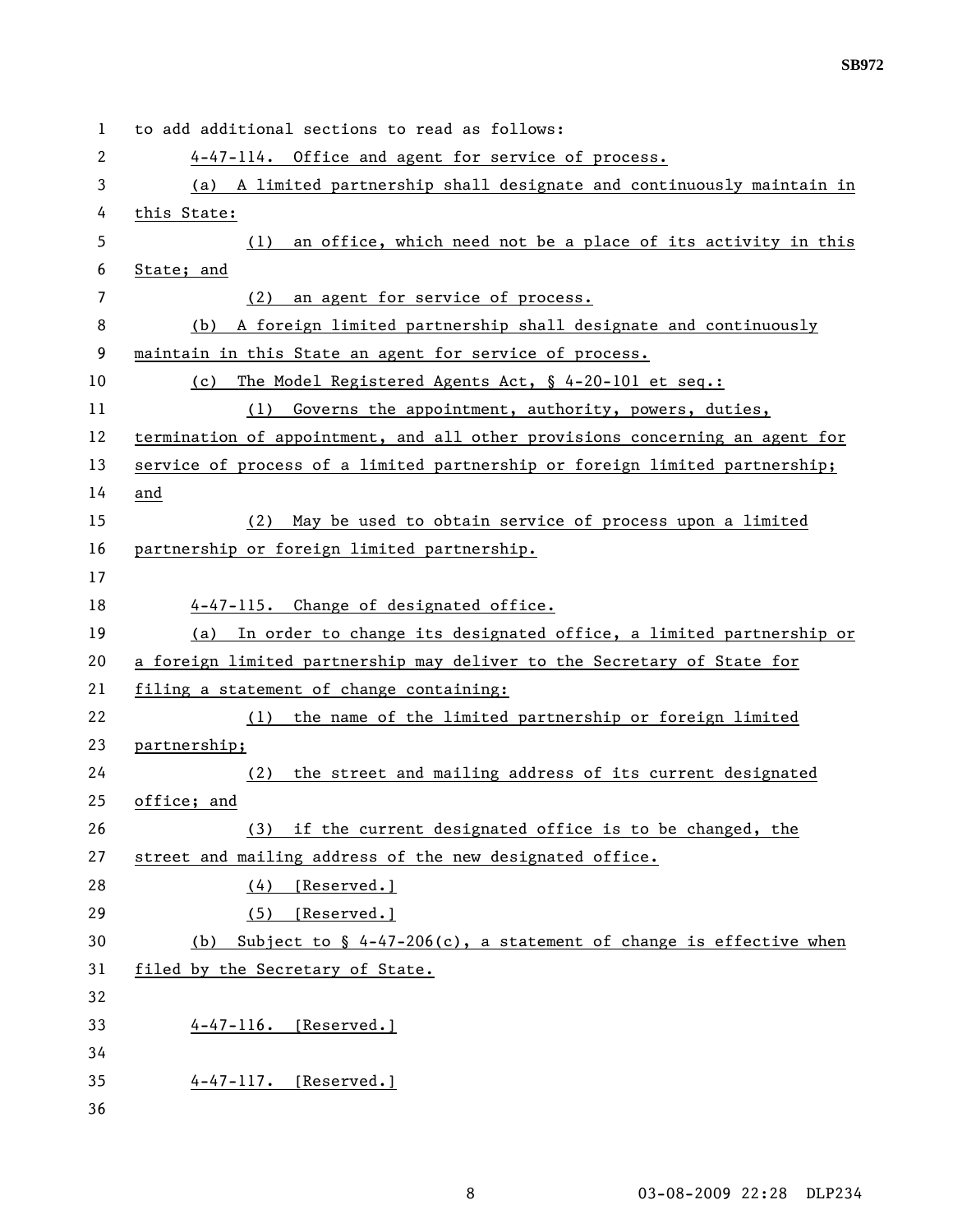to add additional sections to read as follows:

4-47-114. Office and agent for service of process.

(a) A limited partnership shall designate and continuously maintain in this State:

(1) an office, which need not be a place of its activity in this State; and

(2) an agent for service of process.

(b) A foreign limited partnership shall designate and continuously maintain in this State an agent for service of process.

(c) The Model Registered Agents Act, § 4-20-101 et seq.:

(1) Governs the appointment, authority, powers, duties, termination of appointment, and all other provisions concerning an agent for service of process of a limited partnership or foreign limited partnership; and

(2) May be used to obtain service of process upon a limited partnership or foreign limited partnership.

4-47-115. Change of designated office.

(a) In order to change its designated office, a limited partnership or a foreign limited partnership may deliver to the Secretary of State for filing a statement of change containing:

(1) the name of the limited partnership or foreign limited partnership;

(2) the street and mailing address of its current designated office; and

(3) if the current designated office is to be changed, the street and mailing address of the new designated office.

(4) [Reserved.]

(5) [Reserved.]

(b) Subject to § 4-47-206(c), a statement of change is effective when filed by the Secretary of State.

4-47-116. [Reserved.]

4-47-117. [Reserved.]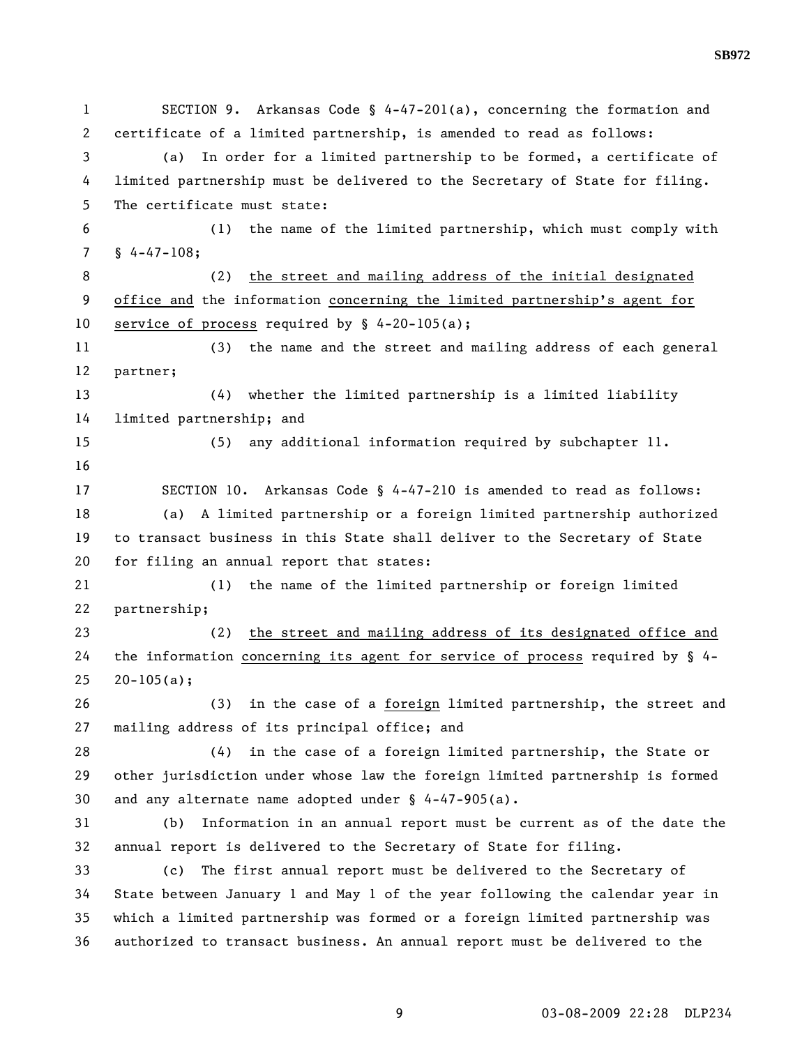SECTION 9. Arkansas Code § 4-47-201(a), concerning the formation and certificate of a limited partnership, is amended to read as follows:

(a) In order for a limited partnership to be formed, a certificate of limited partnership must be delivered to the Secretary of State for filing. The certificate must state:

(1) the name of the limited partnership, which must comply with § 4-47-108;

(2) <u>the street and mailing address of the initial designated office and</u> the information <u>concerning the limited partnership's agent for service of process</u> required by § 4-20-105(a);

(3) the name and the street and mailing address of each general partner;

(4) whether the limited partnership is a limited liability limited partnership; and

(5) any additional information required by subchapter 11.

SECTION 10. Arkansas Code § 4-47-210 is amended to read as follows:

(a) A limited partnership or a foreign limited partnership authorized to transact business in this State shall deliver to the Secretary of State for filing an annual report that states:

(1) the name of the limited partnership or foreign limited partnership;

(2) <u>the street and mailing address of its designated office and</u> the information <u>concerning its agent for service of process</u> required by § 4-20-105(a);

(3) in the case of a <u>foreign</u> limited partnership, the street and mailing address of its principal office; and

(4) in the case of a foreign limited partnership, the State or other jurisdiction under whose law the foreign limited partnership is formed and any alternate name adopted under § 4-47-905(a).

(b) Information in an annual report must be current as of the date the annual report is delivered to the Secretary of State for filing.

(c) The first annual report must be delivered to the Secretary of State between January 1 and May 1 of the year following the calendar year in which a limited partnership was formed or a foreign limited partnership was authorized to transact business. An annual report must be delivered to the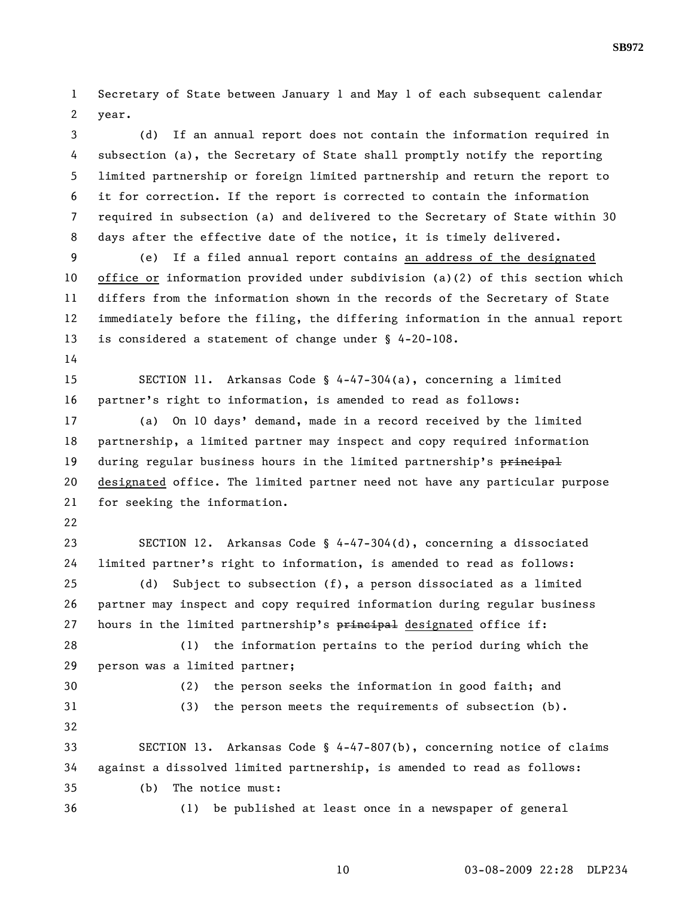Secretary of State between January 1 and May 1 of each subsequent calendar year.

(d) If an annual report does not contain the information required in subsection (a), the Secretary of State shall promptly notify the reporting limited partnership or foreign limited partnership and return the report to it for correction. If the report is corrected to contain the information required in subsection (a) and delivered to the Secretary of State within 30 days after the effective date of the notice, it is timely delivered.

(e) If a filed annual report contains <u>an address of the designated office or</u> information provided under subdivision (a)(2) of this section which differs from the information shown in the records of the Secretary of State immediately before the filing, the differing information in the annual report is considered a statement of change under § 4-20-108.

SECTION 11. Arkansas Code § 4-47-304(a), concerning a limited partner's right to information, is amended to read as follows:

(a) On 10 days' demand, made in a record received by the limited partnership, a limited partner may inspect and copy required information during regular business hours in the limited partnership's ~~principal~~ <u>designated</u> office. The limited partner need not have any particular purpose for seeking the information.

SECTION 12. Arkansas Code § 4-47-304(d), concerning a dissociated limited partner's right to information, is amended to read as follows:

(d) Subject to subsection (f), a person dissociated as a limited partner may inspect and copy required information during regular business hours in the limited partnership's ~~principal~~ <u>designated</u> office if:

(1) the information pertains to the period during which the person was a limited partner;

(2) the person seeks the information in good faith; and

(3) the person meets the requirements of subsection (b).

SECTION 13. Arkansas Code § 4-47-807(b), concerning notice of claims against a dissolved limited partnership, is amended to read as follows:

(b) The notice must:

(1) be published at least once in a newspaper of general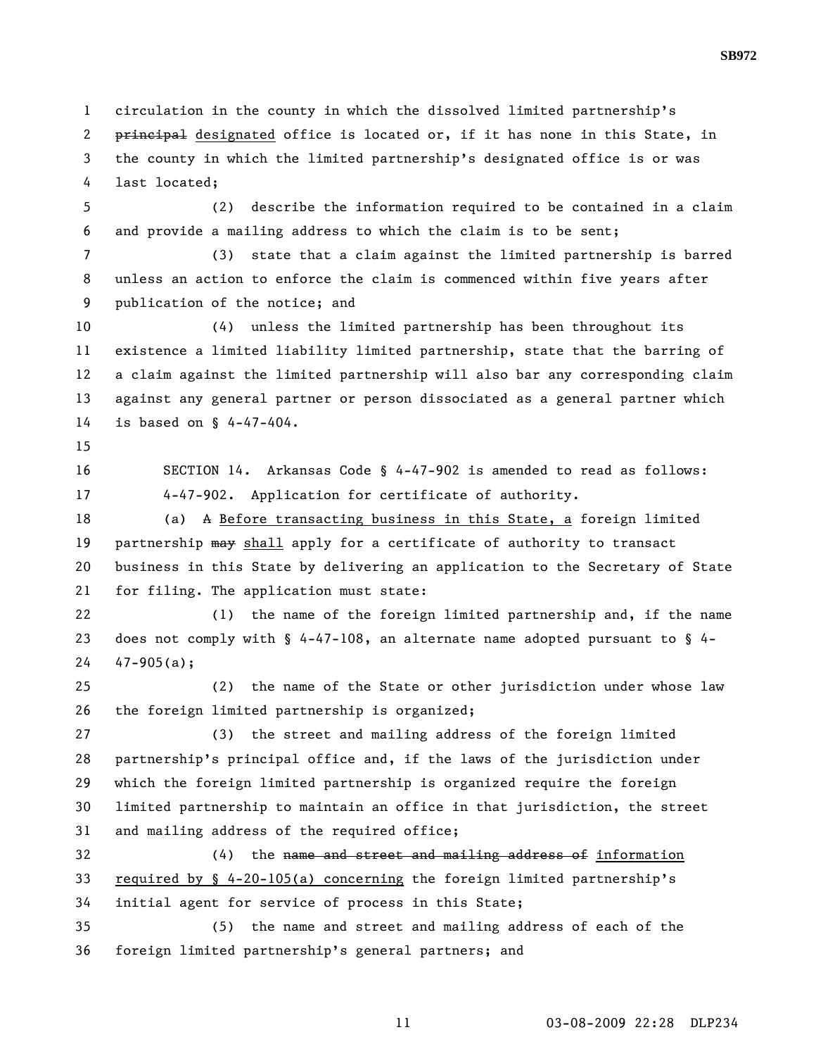circulation in the county in which the dissolved limited partnership's ~~principal~~ designated office is located or, if it has none in this State, in the county in which the limited partnership's designated office is or was last located;

(2) describe the information required to be contained in a claim and provide a mailing address to which the claim is to be sent;

(3) state that a claim against the limited partnership is barred unless an action to enforce the claim is commenced within five years after publication of the notice; and

(4) unless the limited partnership has been throughout its existence a limited liability limited partnership, state that the barring of a claim against the limited partnership will also bar any corresponding claim against any general partner or person dissociated as a general partner which is based on § 4-47-404.

SECTION 14. Arkansas Code § 4-47-902 is amended to read as follows:

4-47-902. Application for certificate of authority.

(a) ~~A~~ Before transacting business in this State, a foreign limited partnership ~~may~~ shall apply for a certificate of authority to transact business in this State by delivering an application to the Secretary of State for filing. The application must state:

(1) the name of the foreign limited partnership and, if the name does not comply with § 4-47-108, an alternate name adopted pursuant to § 4-47-905(a);

(2) the name of the State or other jurisdiction under whose law the foreign limited partnership is organized;

(3) the street and mailing address of the foreign limited partnership's principal office and, if the laws of the jurisdiction under which the foreign limited partnership is organized require the foreign limited partnership to maintain an office in that jurisdiction, the street and mailing address of the required office;

(4) the ~~name and street and mailing address of~~ information required by § 4-20-105(a) concerning the foreign limited partnership's initial agent for service of process in this State;

(5) the name and street and mailing address of each of the foreign limited partnership's general partners; and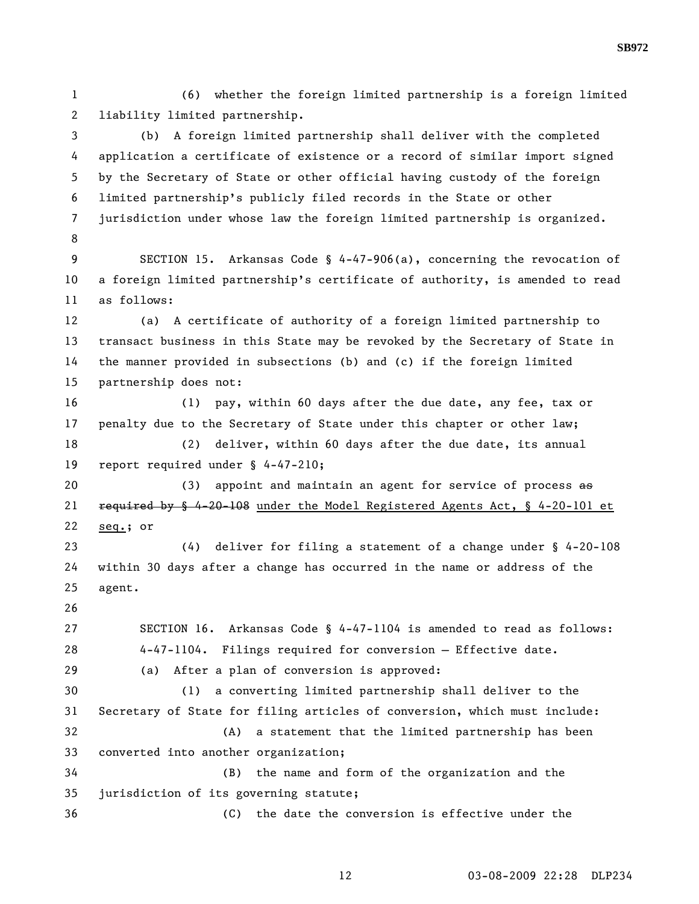(6) whether the foreign limited partnership is a foreign limited liability limited partnership.

(b) A foreign limited partnership shall deliver with the completed application a certificate of existence or a record of similar import signed by the Secretary of State or other official having custody of the foreign limited partnership's publicly filed records in the State or other jurisdiction under whose law the foreign limited partnership is organized.

SECTION 15. Arkansas Code § 4-47-906(a), concerning the revocation of a foreign limited partnership's certificate of authority, is amended to read as follows:

(a) A certificate of authority of a foreign limited partnership to transact business in this State may be revoked by the Secretary of State in the manner provided in subsections (b) and (c) if the foreign limited partnership does not:

(1) pay, within 60 days after the due date, any fee, tax or penalty due to the Secretary of State under this chapter or other law;

(2) deliver, within 60 days after the due date, its annual report required under § 4-47-210;

(3) appoint and maintain an agent for service of process ~~as required by § 4-20-108~~ under the Model Registered Agents Act, § 4-20-101 et seq.; or

(4) deliver for filing a statement of a change under § 4-20-108 within 30 days after a change has occurred in the name or address of the agent.

SECTION 16. Arkansas Code § 4-47-1104 is amended to read as follows:

4-47-1104. Filings required for conversion — Effective date.

(a) After a plan of conversion is approved:

(1) a converting limited partnership shall deliver to the Secretary of State for filing articles of conversion, which must include:

(A) a statement that the limited partnership has been converted into another organization;

(B) the name and form of the organization and the jurisdiction of its governing statute;

(C) the date the conversion is effective under the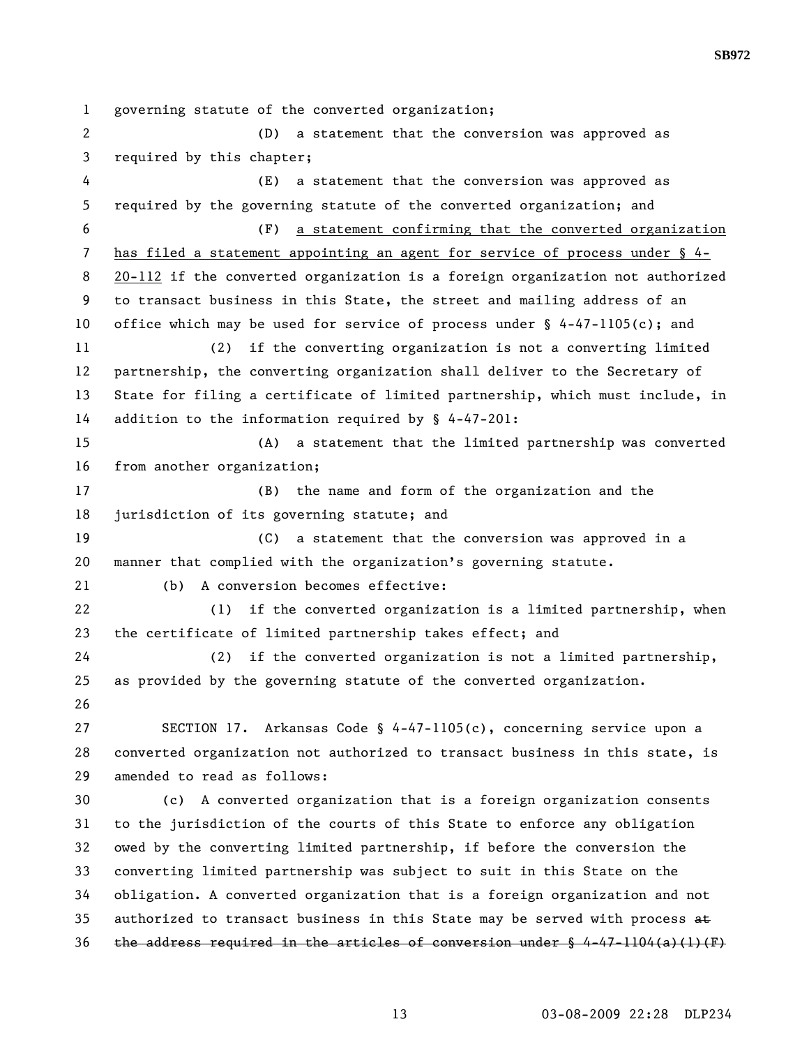governing statute of the converted organization;

(D) a statement that the conversion was approved as required by this chapter;

(E) a statement that the conversion was approved as required by the governing statute of the converted organization; and

(F) <u>a statement confirming that the converted organization has filed a statement appointing an agent for service of process under § 4-20-112</u> if the converted organization is a foreign organization not authorized to transact business in this State, the street and mailing address of an office which may be used for service of process under § 4-47-1105(c); and

(2) if the converting organization is not a converting limited partnership, the converting organization shall deliver to the Secretary of State for filing a certificate of limited partnership, which must include, in addition to the information required by § 4-47-201:

(A) a statement that the limited partnership was converted from another organization;

(B) the name and form of the organization and the jurisdiction of its governing statute; and

(C) a statement that the conversion was approved in a manner that complied with the organization's governing statute.

(b) A conversion becomes effective:

(1) if the converted organization is a limited partnership, when the certificate of limited partnership takes effect; and

(2) if the converted organization is not a limited partnership, as provided by the governing statute of the converted organization.

SECTION 17. Arkansas Code § 4-47-1105(c), concerning service upon a converted organization not authorized to transact business in this state, is amended to read as follows:

(c) A converted organization that is a foreign organization consents to the jurisdiction of the courts of this State to enforce any obligation owed by the converting limited partnership, if before the conversion the converting limited partnership was subject to suit in this State on the obligation. A converted organization that is a foreign organization and not authorized to transact business in this State may be served with process ~~at the address required in the articles of conversion under § 4-47-1104(a)(1)(F)~~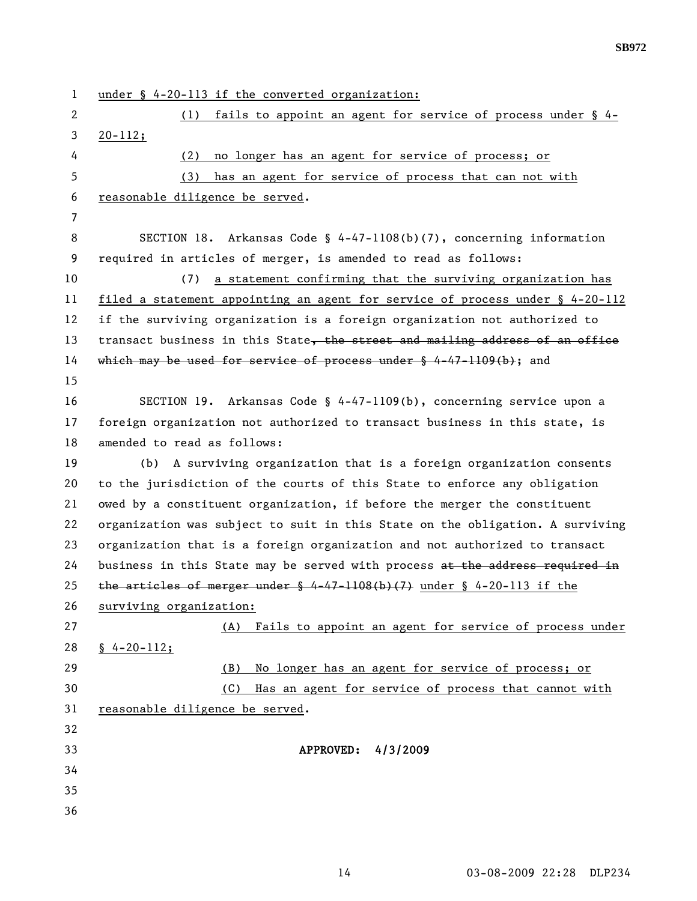under § 4-20-113 if the converted organization:

(1) fails to appoint an agent for service of process under § 4-20-112;

(2) no longer has an agent for service of process; or

(3) has an agent for service of process that can not with reasonable diligence be served.

SECTION 18. Arkansas Code § 4-47-1108(b)(7), concerning information required in articles of merger, is amended to read as follows:

(7) a statement confirming that the surviving organization has filed a statement appointing an agent for service of process under § 4-20-112 if the surviving organization is a foreign organization not authorized to transact business in this State~~, the street and mailing address of an office which may be used for service of process under § 4-47-1109(b)~~; and

SECTION 19. Arkansas Code § 4-47-1109(b), concerning service upon a foreign organization not authorized to transact business in this state, is amended to read as follows:

(b) A surviving organization that is a foreign organization consents to the jurisdiction of the courts of this State to enforce any obligation owed by a constituent organization, if before the merger the constituent organization was subject to suit in this State on the obligation. A surviving organization that is a foreign organization and not authorized to transact business in this State may be served with process ~~at the address required in the articles of merger under § 4-47-1108(b)(7)~~ under § 4-20-113 if the surviving organization:

(A) Fails to appoint an agent for service of process under § 4-20-112;

(B) No longer has an agent for service of process; or

(C) Has an agent for service of process that cannot with reasonable diligence be served.

**APPROVED: 4/3/2009**